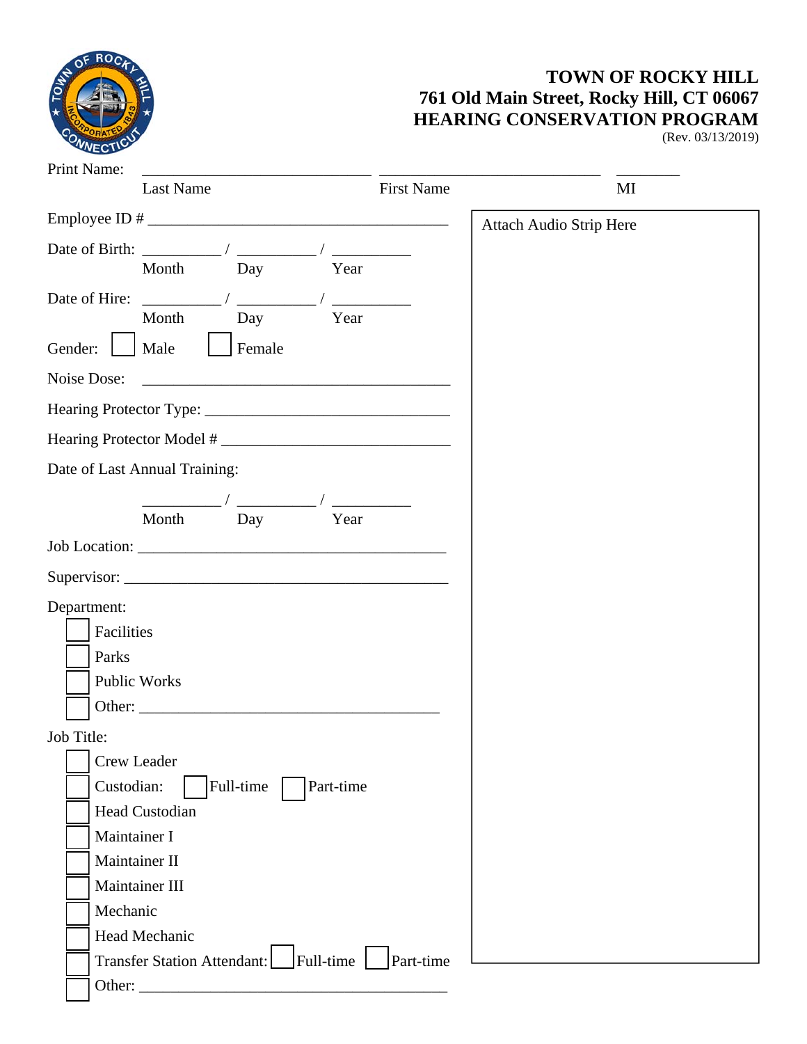# TOWN OF ROCKY HILL
## 761 Old Main Street, Rocky Hill, CT 06067
## HEARING CONSERVATION PROGRAM

(Rev. 03/13/2019)

Print Name: ______________________________ ______________________________ ________

Last Name First Name MI

Employee ID # _______________________________________

Date of Birth: __________ / __________ / __________

Month Day Year

Date of Hire: __________ / __________ / __________

Month Day Year

Gender: ☐ Male ☐ Female

Noise Dose: ________________________________________

Hearing Protector Type: ________________________________

Hearing Protector Model # ______________________________

Date of Last Annual Training:

__________ / __________ / __________

Month Day Year

Job Location: ________________________________________

Supervisor: __________________________________________

Department:

- ☐ Facilities
- ☐ Parks
- ☐ Public Works
- ☐ Other: _______________________________________

Job Title:

- ☐ Crew Leader
- ☐ Custodian: ☐ Full-time ☐ Part-time
- ☐ Head Custodian
- ☐ Maintainer I
- ☐ Maintainer II
- ☐ Maintainer III
- ☐ Mechanic
- ☐ Head Mechanic
- ☐ Transfer Station Attendant: ☐ Full-time ☐ Part-time
- ☐ Other: ________________________________________

Attach Audio Strip Here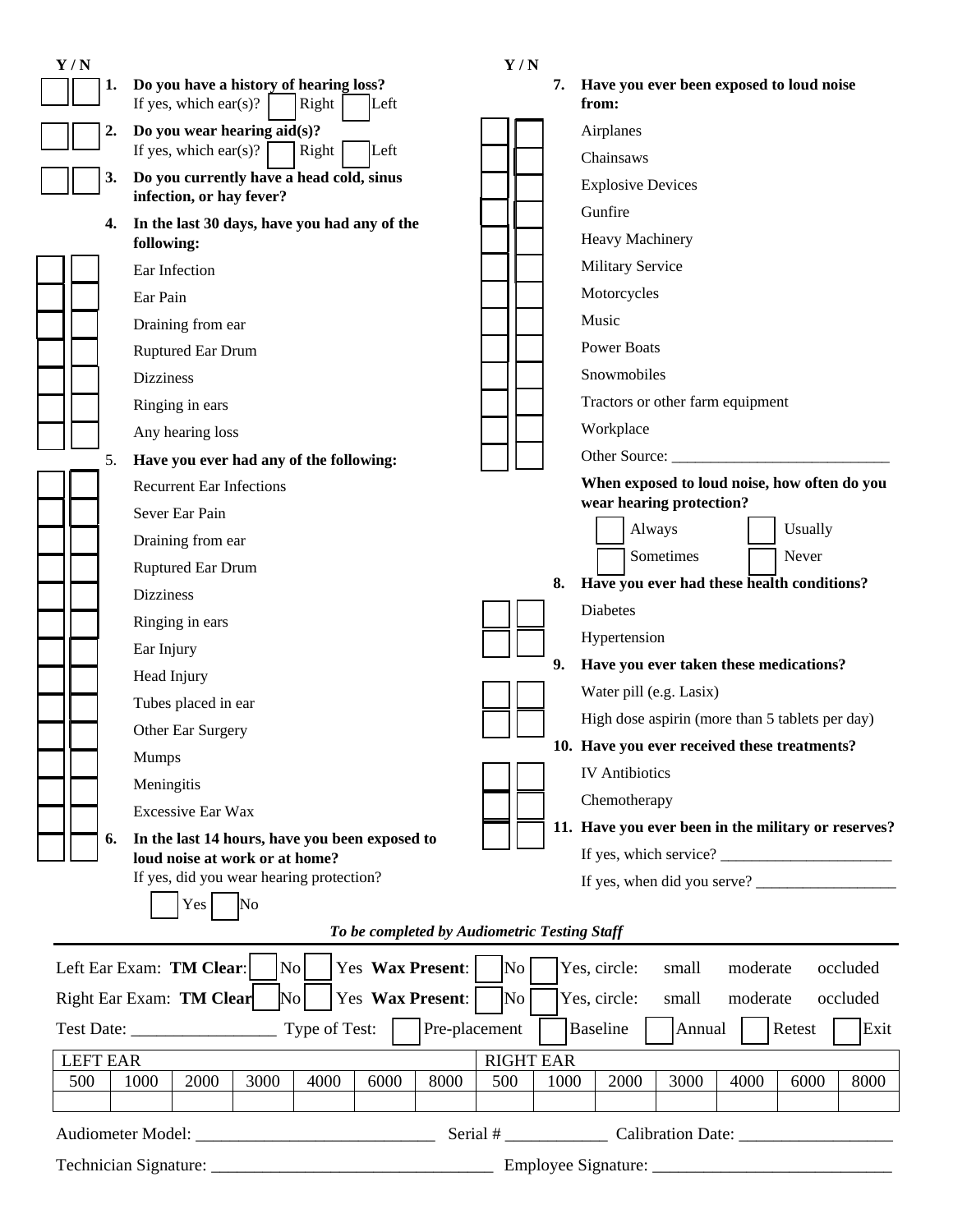Y / N

1. **Do you have a history of hearing loss?**
   If yes, which ear(s)? ☐ Right ☐ Left

2. **Do you wear hearing aid(s)?**
   If yes, which ear(s)? ☐ Right ☐ Left

3. **Do you currently have a head cold, sinus infection, or hay fever?**

4. **In the last 30 days, have you had any of the following:**
   - Ear Infection
   - Ear Pain
   - Draining from ear
   - Ruptured Ear Drum
   - Dizziness
   - Ringing in ears
   - Any hearing loss

5. **Have you ever had any of the following:**
   - Recurrent Ear Infections
   - Sever Ear Pain
   - Draining from ear
   - Ruptured Ear Drum
   - Dizziness
   - Ringing in ears
   - Ear Injury
   - Head Injury
   - Tubes placed in ear
   - Other Ear Surgery
   - Mumps
   - Meningitis
   - Excessive Ear Wax

6. **In the last 14 hours, have you been exposed to loud noise at work or at home?**
   If yes, did you wear hearing protection?
   ☐ Yes ☐ No

Y / N

7. **Have you ever been exposed to loud noise from:**
   - Airplanes
   - Chainsaws
   - Explosive Devices
   - Gunfire
   - Heavy Machinery
   - Military Service
   - Motorcycles
   - Music
   - Power Boats
   - Snowmobiles
   - Tractors or other farm equipment
   - Workplace
   - Other Source: ____________________________

   **When exposed to loud noise, how often do you wear hearing protection?**
   ☐ Always ☐ Usually
   ☐ Sometimes ☐ Never

8. **Have you ever had these health conditions?**
   - Diabetes
   - Hypertension

9. **Have you ever taken these medications?**
   - Water pill (e.g. Lasix)
   - High dose aspirin (more than 5 tablets per day)

10. **Have you ever received these treatments?**
    - IV Antibiotics
    - Chemotherapy

11. **Have you ever been in the military or reserves?**
    If yes, which service? ______________________
    If yes, when did you serve? __________________

***To be completed by Audiometric Testing Staff***

Left Ear Exam: **TM Clear**: ☐ No ☐ Yes **Wax Present**: ☐ No ☐ Yes, circle: small moderate occluded

Right Ear Exam: **TM Clear** ☐ No ☐ Yes **Wax Present**: ☐ No ☐ Yes, circle: small moderate occluded

Test Date: _________________ Type of Test: ☐ Pre-placement ☐ Baseline ☐ Annual ☐ Retest ☐ Exit

| LEFT EAR | | | | | | | RIGHT EAR | | | | | | |
|---|---|---|---|---|---|---|---|---|---|---|---|---|---|
| 500 | 1000 | 2000 | 3000 | 4000 | 6000 | 8000 | 500 | 1000 | 2000 | 3000 | 4000 | 6000 | 8000 |
| | | | | | | | | | | | | | |

Audiometer Model: ____________________________ Serial # ____________ Calibration Date: __________________

Technician Signature: _________________________________ Employee Signature: ____________________________